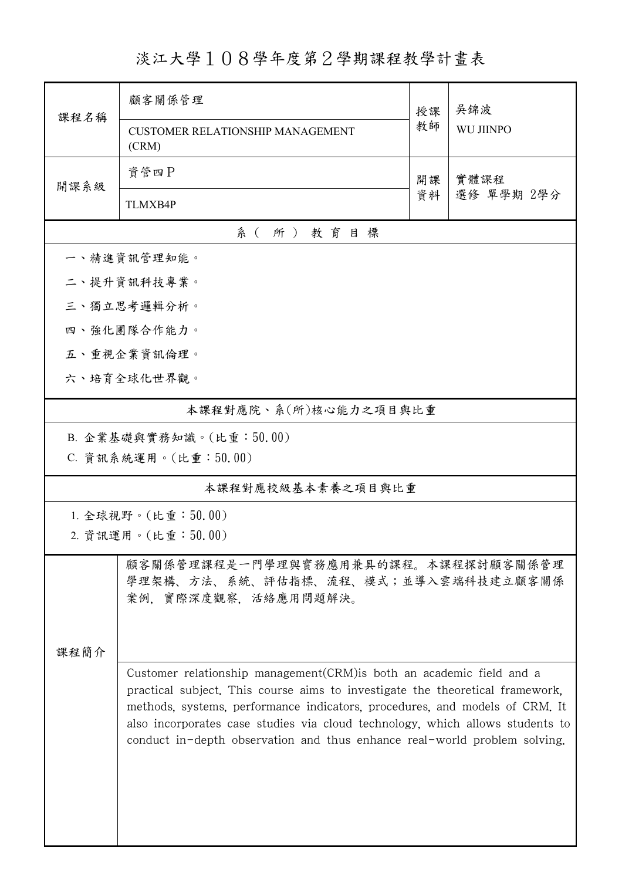# 淡江大學１０８學年度第２學期課程教學計畫表

| 課程名稱 | 顧客關係管理<br>CUSTOMER RELATIONSHIP MANAGEMENT (CRM) | 授課教師 | 吳錦波<br>WU JIINPO |
| --- | --- | --- | --- |
| 開課系級 | 資管四P<br>TLMXB4P | 開課資料 | 實體課程<br>選修 單學期 2學分 |

## 系（所）教育目標

一、精進資訊管理知能。

二、提升資訊科技專業。

三、獨立思考邏輯分析。

四、強化團隊合作能力。

五、重視企業資訊倫理。

六、培育全球化世界觀。

## 本課程對應院、系(所)核心能力之項目與比重

B. 企業基礎與實務知識。(比重：50.00)

C. 資訊系統運用。(比重：50.00)

## 本課程對應校級基本素養之項目與比重

1. 全球視野。(比重：50.00)
2. 資訊運用。(比重：50.00)

## 課程簡介

顧客關係管理課程是一門學理與實務應用兼具的課程。本課程探討顧客關係管理學理架構、方法、系統、評估指標、流程、模式；並導入雲端科技建立顧客關係案例，實際深度觀察，活絡應用問題解決。

Customer relationship management(CRM)is both an academic field and a practical subject. This course aims to investigate the theoretical framework, methods, systems, performance indicators, procedures, and models of CRM. It also incorporates case studies via cloud technology, which allows students to conduct in-depth observation and thus enhance real-world problem solving.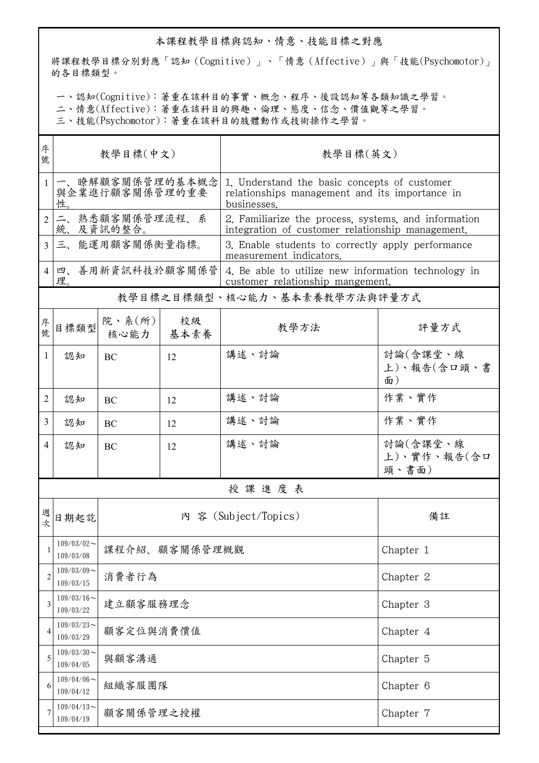## 本課程教學目標與認知、情意、技能目標之對應

將課程教學目標分別對應「認知（Cognitive）」、「情意（Affective）」與「技能(Psychomotor)」的各目標類型。

一、認知(Cognitive)：著重在該科目的事實、概念、程序、後設認知等各類知識之學習。
二、情意(Affective)：著重在該科目的興趣、倫理、態度、信念、價值觀等之學習。
三、技能(Psychomotor)：著重在該科目的肢體動作或技術操作之學習。

| 序號 | 教學目標(中文) | 教學目標(英文) |
|---|---|---|
| 1 | 一、瞭解顧客關係管理的基本概念與企業進行顧客關係管理的重要性。 | 1. Understand the basic concepts of customer relationships management and its importance in businesses. |
| 2 | 二、熟悉顧客關係管理流程、系統、及資訊的整合。 | 2. Familiarize the process, systems, and information integration of customer relationship management. |
| 3 | 三、能運用顧客關係衡量指標。 | 3. Enable students to correctly apply performance measurement indicators. |
| 4 | 四、善用新資訊科技於顧客關係管理。 | 4. Be able to utilize new information technology in customer relationship mangement. |

## 教學目標之目標類型、核心能力、基本素養教學方法與評量方式

| 序號 | 目標類型 | 院、系(所)核心能力 | 校級基本素養 | 教學方法 | 評量方式 |
|---|---|---|---|---|---|
| 1 | 認知 | BC | 12 | 講述、討論 | 討論(含課堂、線上)、報告(含口頭、書面) |
| 2 | 認知 | BC | 12 | 講述、討論 | 作業、實作 |
| 3 | 認知 | BC | 12 | 講述、討論 | 作業、實作 |
| 4 | 認知 | BC | 12 | 講述、討論 | 討論(含課堂、線上)、實作、報告(含口頭、書面) |

## 授 課 進 度 表

| 週次 | 日期起訖 | 內 容 (Subject/Topics) | 備註 |
|---|---|---|---|
| 1 | 109/03/02～109/03/08 | 課程介紹、顧客關係管理概觀 | Chapter 1 |
| 2 | 109/03/09～109/03/15 | 消費者行為 | Chapter 2 |
| 3 | 109/03/16～109/03/22 | 建立顧客服務理念 | Chapter 3 |
| 4 | 109/03/23～109/03/29 | 顧客定位與消費價值 | Chapter 4 |
| 5 | 109/03/30～109/04/05 | 與顧客溝通 | Chapter 5 |
| 6 | 109/04/06～109/04/12 | 組織客服團隊 | Chapter 6 |
| 7 | 109/04/13～109/04/19 | 顧客關係管理之授權 | Chapter 7 |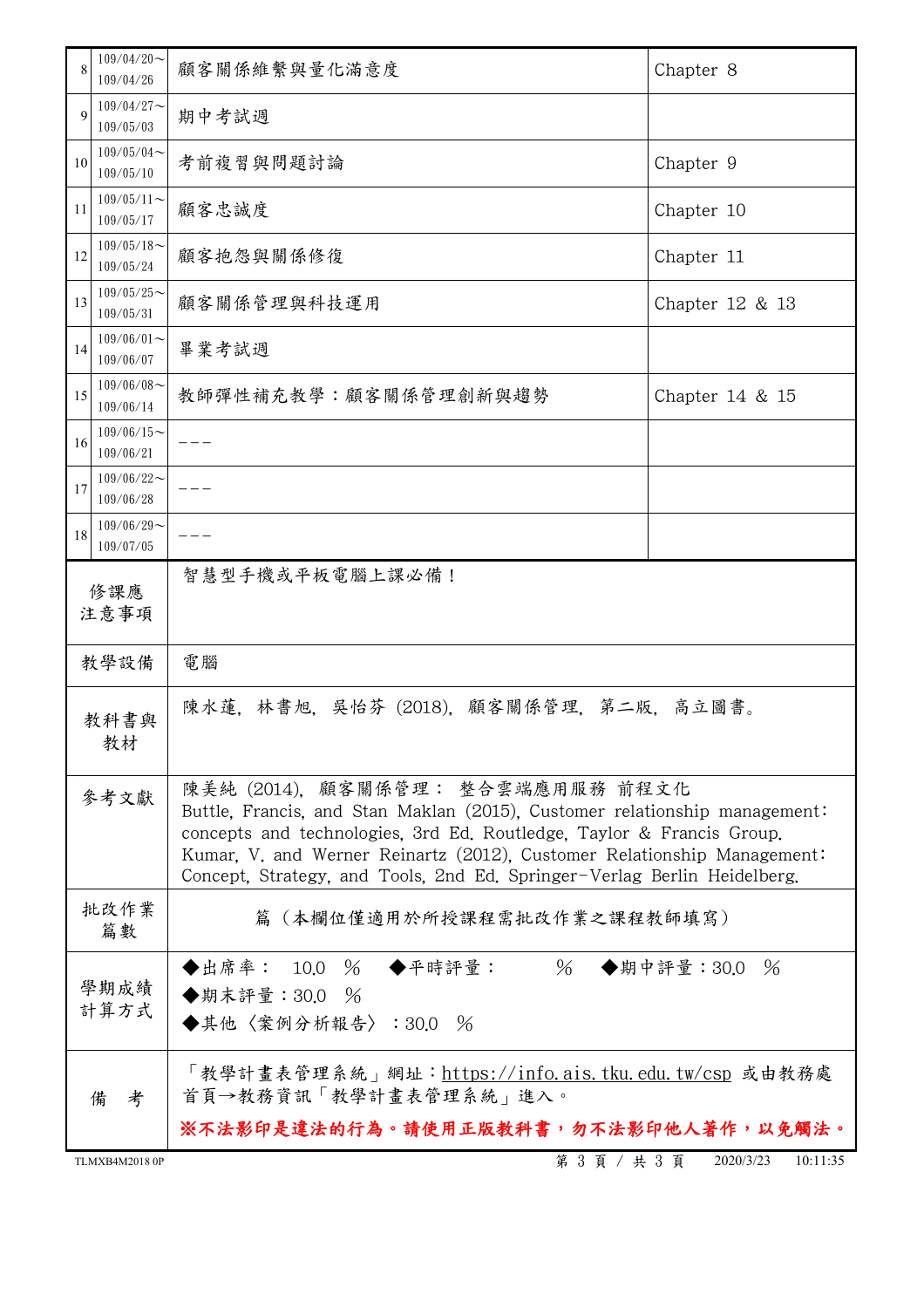| | | | |
|---|---|---|---|
| 8 | 109/04/20～<br>109/04/26 | 顧客關係維繫與量化滿意度 | Chapter 8 |
| 9 | 109/04/27～<br>109/05/03 | 期中考試週 | |
| 10 | 109/05/04～<br>109/05/10 | 考前複習與問題討論 | Chapter 9 |
| 11 | 109/05/11～<br>109/05/17 | 顧客忠誠度 | Chapter 10 |
| 12 | 109/05/18～<br>109/05/24 | 顧客抱怨與關係修復 | Chapter 11 |
| 13 | 109/05/25～<br>109/05/31 | 顧客關係管理與科技運用 | Chapter 12 & 13 |
| 14 | 109/06/01～<br>109/06/07 | 畢業考試週 | |
| 15 | 109/06/08～<br>109/06/14 | 教師彈性補充教學：顧客關係管理創新與趨勢 | Chapter 14 & 15 |
| 16 | 109/06/15～<br>109/06/21 | --- | |
| 17 | 109/06/22～<br>109/06/28 | --- | |
| 18 | 109/06/29～<br>109/07/05 | --- | |

| | |
|---|---|
| 修課應注意事項 | 智慧型手機或平板電腦上課必備！ |
| 教學設備 | 電腦 |
| 教科書與教材 | 陳水蓮, 林書旭, 吳怡芬 (2018), 顧客關係管理, 第二版, 高立圖書。 |
| 參考文獻 | 陳美純 (2014), 顧客關係管理： 整合雲端應用服務 前程文化<br>Buttle, Francis, and Stan Maklan (2015), Customer relationship management: concepts and technologies, 3rd Ed. Routledge, Taylor & Francis Group.<br>Kumar, V. and Werner Reinartz (2012), Customer Relationship Management: Concept, Strategy, and Tools, 2nd Ed. Springer-Verlag Berlin Heidelberg. |
| 批改作業篇數 | 篇（本欄位僅適用於所授課程需批改作業之課程教師填寫） |
| 學期成績計算方式 | ◆出席率： 10.0 ％ ◆平時評量： ％ ◆期中評量：30.0 ％<br>◆期末評量：30.0 ％<br>◆其他〈案例分析報告〉：30.0 ％ |
| 備考 | 「教學計畫表管理系統」網址：https://info.ais.tku.edu.tw/csp 或由教務處首頁→教務資訊「教學計畫表管理系統」進入。<br>**※不法影印是違法的行為。請使用正版教科書，勿不法影印他人著作，以免觸法。** |

TLMXB4M2018 0P 2020/3/23 10:11:35